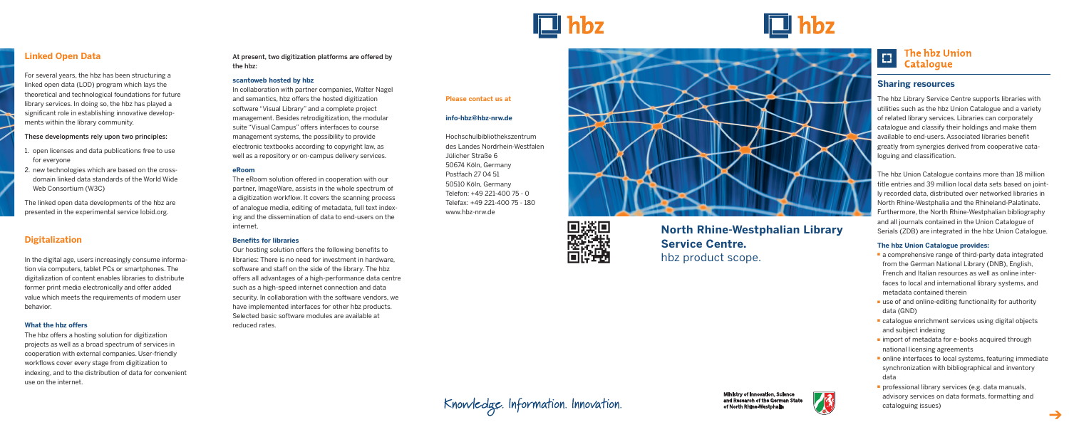## Linked Open Data

For several years, the hbz has been structuring a linked open data (LOD) program which lays the theoretical and technological foundations for future library services. In doing so, the hbz has played a significant role in establishing innovative developments within the library community.

These developments rely upon two principles:

1. open licenses and data publications free to use for everyone
2. new technologies which are based on the cross-domain linked data standards of the World Wide Web Consortium (W3C)

The linked open data developments of the hbz are presented in the experimental service lobid.org.

## Digitalization

In the digital age, users increasingly consume information via computers, tablet PCs or smartphones. The digitalization of content enables libraries to distribute former print media electronically and offer added value which meets the requirements of modern user behavior.

### What the hbz offers

The hbz offers a hosting solution for digitization projects as well as a broad spectrum of services in cooperation with external companies. User-friendly workflows cover every stage from digitization to indexing, and to the distribution of data for convenient use on the internet.

At present, two digitization platforms are offered by the hbz:

### scantoweb hosted by hbz

In collaboration with partner companies, Walter Nagel and semantics, hbz offers the hosted digitization software "Visual Library" and a complete project management. Besides retrodigitization, the modular suite "Visual Campus" offers interfaces to course management systems, the possibility to provide electronic textbooks according to copyright law, as well as a repository or on-campus delivery services.

### eRoom

The eRoom solution offered in cooperation with our partner, ImageWare, assists in the whole spectrum of a digitization workflow. It covers the scanning process of analogue media, editing of metadata, full text indexing and the dissemination of data to end-users on the internet.

### Benefits for libraries

Our hosting solution offers the following benefits to libraries: There is no need for investment in hardware, software and staff on the side of the library. The hbz offers all advantages of a high-performance data centre such as a high-speed internet connection and data security. In collaboration with the software vendors, we have implemented interfaces for other hbz products. Selected basic software modules are available at reduced rates.

**Please contact us at**

**info-hbz@hbz-nrw.de**

Hochschulbibliothekszentrum
des Landes Nordrhein-Westfalen
Jülicher Straße 6
50674 Köln, Germany
Postfach 27 04 51
50510 Köln, Germany
Telefon: +49 221-400 75 - 0
Telefax: +49 221-400 75 - 180
www.hbz-nrw.de

Knowledge. Information. Innovation.

hbz

# North Rhine-Westphalian Library Service Centre.

hbz product scope.

Ministry of Innovation, Science and Research of the German State of North Rhine-Westphalia

## The hbz Union Catalogue

### Sharing resources

The hbz Library Service Centre supports libraries with utilities such as the hbz Union Catalogue and a variety of related library services. Libraries can corporately catalogue and classify their holdings and make them available to end-users. Associated libraries benefit greatly from synergies derived from cooperative cataloguing and classification.

The hbz Union Catalogue contains more than 18 million title entries and 39 million local data sets based on jointly recorded data, distributed over networked libraries in North Rhine-Westphalia and the Rhineland-Palatinate. Furthermore, the North Rhine-Westphalian bibliography and all journals contained in the Union Catalogue of Serials (ZDB) are integrated in the hbz Union Catalogue.

### The hbz Union Catalogue provides:

- a comprehensive range of third-party data integrated from the German National Library (DNB), English, French and Italian resources as well as online interfaces to local and international library systems, and metadata contained therein
- use of and online-editing functionality for authority data (GND)
- catalogue enrichment services using digital objects and subject indexing
- import of metadata for e-books acquired through national licensing agreements
- online interfaces to local systems, featuring immediate synchronization with bibliographical and inventory data
- professional library services (e.g. data manuals, advisory services on data formats, formatting and cataloguing issues)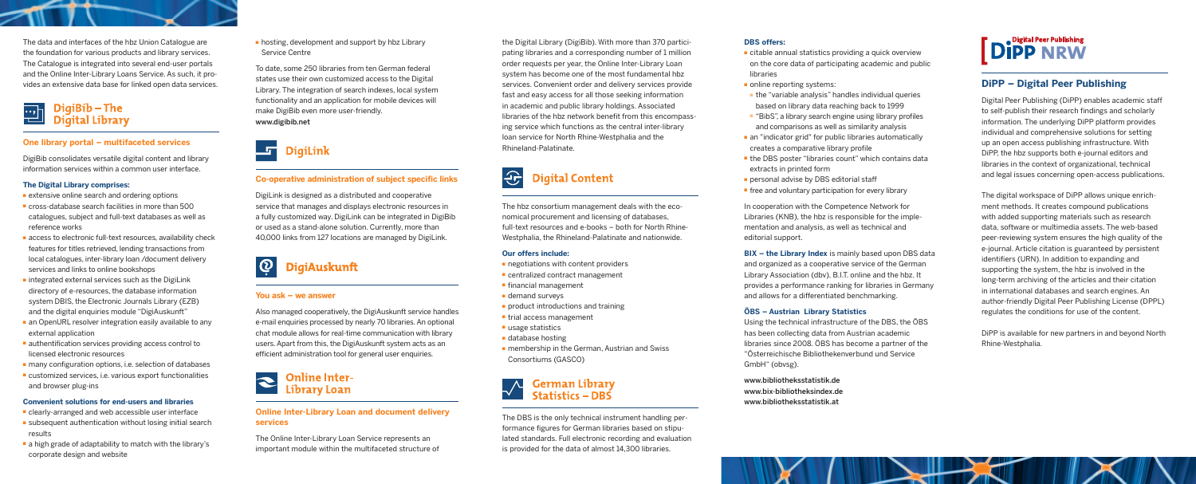The data and interfaces of the hbz Union Catalogue are the foundation for various products and library services. The Catalogue is integrated into several end-user portals and the Online Inter-Library Loans Service. As such, it provides an extensive data base for linked open data services.

## DigiBib – The Digital Library

### One library portal – multifaceted services

DigiBib consolidates versatile digital content and library information services within a common user interface.

**The Digital Library comprises:**

- extensive online search and ordering options
- cross-database search facilities in more than 500 catalogues, subject and full-text databases as well as reference works
- access to electronic full-text resources, availability check features for titles retrieved, lending transactions from local catalogues, inter-library loan /document delivery services and links to online bookshops
- integrated external services such as the DigiLink directory of e-resources, the database information system DBIS, the Electronic Journals Library (EZB) and the digital enquiries module "DigiAuskunft"
- an OpenURL resolver integration easily available to any external application
- authentification services providing access control to licensed electronic resources
- many configuration options, i.e. selection of databases
- customized services, i.e. various export functionalities and browser plug-ins

**Convenient solutions for end-users and libraries**

- clearly-arranged and web accessible user interface
- subsequent authentication without losing initial search results
- a high grade of adaptability to match with the library's corporate design and website
- hosting, development and support by hbz Library Service Centre

To date, some 250 libraries from ten German federal states use their own customized access to the Digital Library. The integration of search indexes, local system functionality and an application for mobile devices will make DigiBib even more user-friendly.
www.digibib.net

## DigiLink

### Co-operative administration of subject specific links

DigiLink is designed as a distributed and cooperative service that manages and displays electronic resources in a fully customized way. DigiLink can be integrated in DigiBib or used as a stand-alone solution. Currently, more than 40,000 links from 127 locations are managed by DigiLink.

## DigiAuskunft

### You ask – we answer

Also managed cooperatively, the DigiAuskunft service handles e-mail enquiries processed by nearly 70 libraries. An optional chat module allows for real-time communication with library users. Apart from this, the DigiAuskunft system acts as an efficient administration tool for general user enquiries.

## Online Inter-Library Loan

### Online Inter-Library Loan and document delivery services

The Online Inter-Library Loan Service represents an important module within the multifaceted structure of the Digital Library (DigiBib). With more than 370 participating libraries and a corresponding number of 1 million order requests per year, the Online Inter-Library Loan system has become one of the most fundamental hbz services. Convenient order and delivery services provide fast and easy access for all those seeking information in academic and public library holdings. Associated libraries of the hbz network benefit from this encompassing service which functions as the central inter-library loan service for North Rhine-Westphalia and the Rhineland-Palatinate.

## Digital Content

The hbz consortium management deals with the economical procurement and licensing of databases, full-text resources and e-books – both for North Rhine-Westphalia, the Rhineland-Palatinate and nationwide.

**Our offers include:**

- negotiations with content providers
- centralized contract management
- financial management
- demand surveys
- product introductions and training
- trial access management
- usage statistics
- database hosting
- membership in the German, Austrian and Swiss Consortiums (GASCO)

## German Library Statistics – DBS

The DBS is the only technical instrument handling performance figures for German libraries based on stipulated standards. Full electronic recording and evaluation is provided for the data of almost 14,300 libraries.

**DBS offers:**

- citable annual statistics providing a quick overview on the core data of participating academic and public libraries
- online reporting systems:
  - the "variable analysis" handles individual queries based on library data reaching back to 1999
  - "BibS", a library search engine using library profiles and comparisons as well as similarity analysis
- an "indicator grid" for public libraries automatically creates a comparative library profile
- the DBS poster "libraries count" which contains data extracts in printed form
- personal advise by DBS editorial staff
- free and voluntary participation for every library

In cooperation with the Competence Network for Libraries (KNB), the hbz is responsible for the implementation and analysis, as well as technical and editorial support.

**BIX – the Library Index** is mainly based upon DBS data and organized as a cooperative service of the German Library Association (dbv), B.I.T. online and the hbz. It provides a performance ranking for libraries in Germany and allows for a differentiated benchmarking.

**ÖBS – Austrian Library Statistics**

Using the technical infrastructure of the DBS, the ÖBS has been collecting data from Austrian academic libraries since 2008. ÖBS has become a partner of the "Österreichische Bibliothekenverbund und Service GmbH" (obvsg).

www.bibliotheksstatistik.de
www.bix-bibliotheksindex.de
www.bibliotheksstatistik.at

Digital Peer Publishing
DiPP NRW

## DiPP – Digital Peer Publishing

Digital Peer Publishing (DiPP) enables academic staff to self-publish their research findings and scholarly information. The underlying DiPP platform provides individual and comprehensive solutions for setting up an open access publishing infrastructure. With DiPP, the hbz supports both e-journal editors and libraries in the context of organizational, technical and legal issues concerning open-access publications.

The digital workspace of DiPP allows unique enrichment methods. It creates compound publications with added supporting materials such as research data, software or multimedia assets. The web-based peer-reviewing system ensures the high quality of the e-journal. Article citation is guaranteed by persistent identifiers (URN). In addition to expanding and supporting the system, the hbz is involved in the long-term archiving of the articles and their citation in international databases and search engines. An author-friendly Digital Peer Publishing License (DPPL) regulates the conditions for use of the content.

DiPP is available for new partners in and beyond North Rhine-Westphalia.